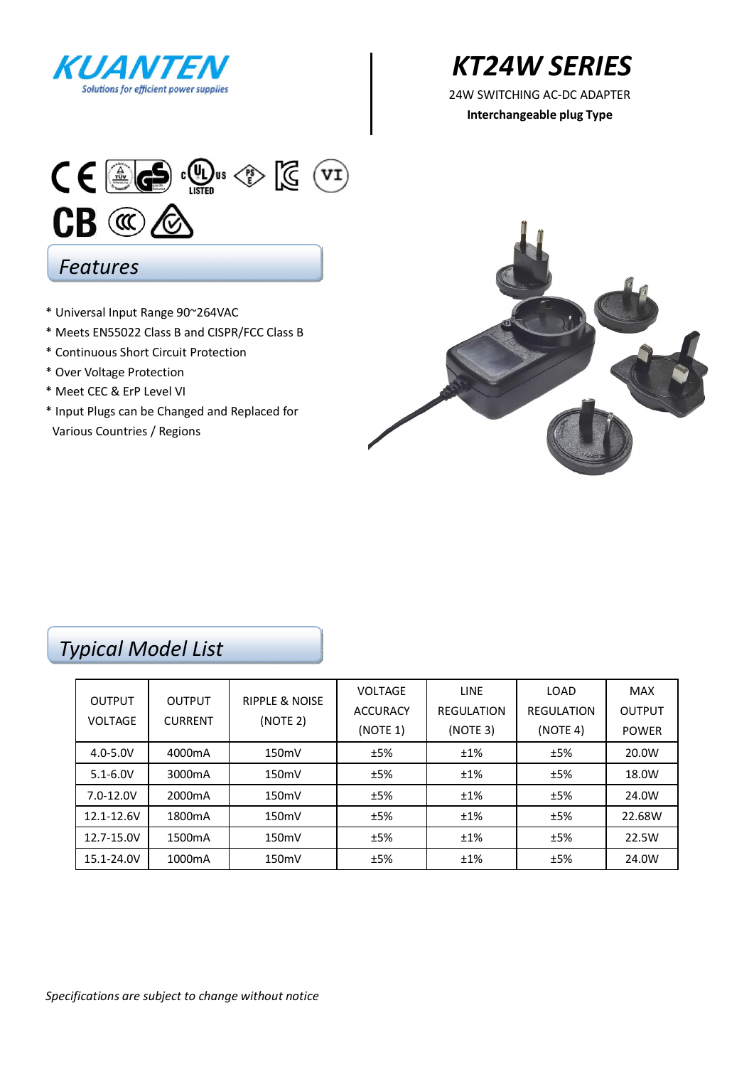KUANTEN

Solutions for efficient power supplies

# KT24W SERIES

24W SWITCHING AC-DC ADAPTER

**Interchangeable plug Type**

## *Features*

* Universal Input Range 90~264VAC
* Meets EN55022 Class B and CISPR/FCC Class B
* Continuous Short Circuit Protection
* Over Voltage Protection
* Meet CEC & ErP Level VI
* Input Plugs can be Changed and Replaced for Various Countries / Regions

## *Typical Model List*

| OUTPUT VOLTAGE | OUTPUT CURRENT | RIPPLE & NOISE (NOTE 2) | VOLTAGE ACCURACY (NOTE 1) | LINE REGULATION (NOTE 3) | LOAD REGULATION (NOTE 4) | MAX OUTPUT POWER |
|---|---|---|---|---|---|---|
| 4.0-5.0V | 4000mA | 150mV | ±5% | ±1% | ±5% | 20.0W |
| 5.1-6.0V | 3000mA | 150mV | ±5% | ±1% | ±5% | 18.0W |
| 7.0-12.0V | 2000mA | 150mV | ±5% | ±1% | ±5% | 24.0W |
| 12.1-12.6V | 1800mA | 150mV | ±5% | ±1% | ±5% | 22.68W |
| 12.7-15.0V | 1500mA | 150mV | ±5% | ±1% | ±5% | 22.5W |
| 15.1-24.0V | 1000mA | 150mV | ±5% | ±1% | ±5% | 24.0W |

*Specifications are subject to change without notice*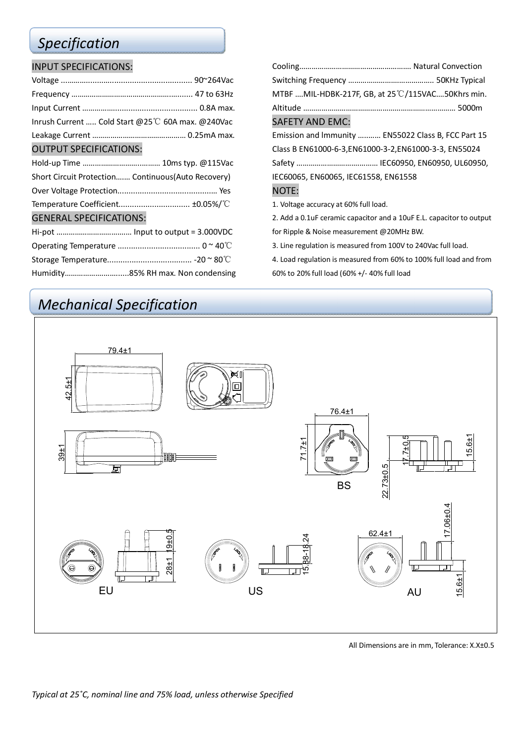## Specification

### INPUT SPECIFICATIONS:

Voltage ........................................................... 90~264Vac

Frequency ......................................................... 47 to 63Hz

Input Current .................................................... 0.8A max.

Inrush Current ..... Cold Start @25℃ 60A max. @240Vac

Leakage Current ............................................ 0.25mA max.

### OUTPUT SPECIFICATIONS:

Hold-up Time ..................................... 10ms typ. @115Vac

Short Circuit Protection....... Continuous(Auto Recovery)

Over Voltage Protection............................................ Yes

Temperature Coefficient................................ ±0.05%/℃

### GENERAL SPECIFICATIONS:

Hi-pot .................................... Input to output = 3.000VDC

Operating Temperature .................................... 0 ~ 40℃

Storage Temperature...................................... -20 ~ 80℃

Humidity..............................85% RH max. Non condensing

Cooling...................................................... Natural Convection

Switching Frequency ......................................... 50KHz Typical

MTBF ....MIL-HDBK-217F, GB, at 25℃/115VAC....50Khrs min.

Altitude .......................................................................... 5000m

### SAFETY AND EMC:

Emission and Immunity ........... EN55022 Class B, FCC Part 15 Class B EN61000-6-3,EN61000-3-2,EN61000-3-3, EN55024

Safety ....................................... IEC60950, EN60950, UL60950, IEC60065, EN60065, IEC61558, EN61558

### NOTE:

1. Voltage accuracy at 60% full load.
2. Add a 0.1uF ceramic capacitor and a 10uF E.L. capacitor to output for Ripple & Noise measurement @20MHz BW.
3. Line regulation is measured from 100V to 240Vac full load.
4. Load regulation is measured from 60% to 100% full load and from 60% to 20% full load (60% +/- 40% full load

## Mechanical Specification

79.4±1

42.5±1

39±1

76.4±1

71.7±1

BS

17.7±0.5

15.6±1

22.73±0.5

17.06±0.4

62.4±1

19±0.5

28±1

15.88-18.24

15.6±1

EU

US

AU

All Dimensions are in mm, Tolerance: X.X±0.5

*Typical at 25˚C, nominal line and 75% load, unless otherwise Specified*